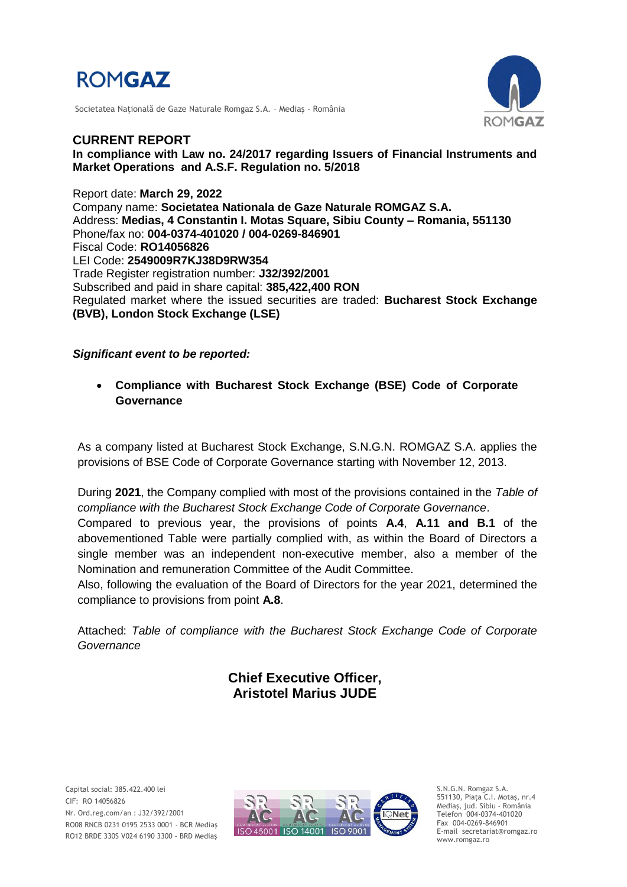ROMGAZ

Societatea Naţională de Gaze Naturale Romgaz S.A. – Mediaş - România

## CURRENT REPORT

**In compliance with Law no. 24/2017 regarding Issuers of Financial Instruments and Market Operations and A.S.F. Regulation no. 5/2018**

Report date: **March 29, 2022**
Company name: **Societatea Nationala de Gaze Naturale ROMGAZ S.A.**
Address: **Medias, 4 Constantin I. Motas Square, Sibiu County – Romania, 551130**
Phone/fax no: **004-0374-401020 / 004-0269-846901**
Fiscal Code: **RO14056826**
LEI Code: **2549009R7KJ38D9RW354**
Trade Register registration number: **J32/392/2001**
Subscribed and paid in share capital: **385,422,400 RON**
Regulated market where the issued securities are traded: **Bucharest Stock Exchange (BVB), London Stock Exchange (LSE)**

***Significant event to be reported:***

- **Compliance with Bucharest Stock Exchange (BSE) Code of Corporate Governance**

As a company listed at Bucharest Stock Exchange, S.N.G.N. ROMGAZ S.A. applies the provisions of BSE Code of Corporate Governance starting with November 12, 2013.

During **2021**, the Company complied with most of the provisions contained in the *Table of compliance with the Bucharest Stock Exchange Code of Corporate Governance*.

Compared to previous year, the provisions of points **A.4**, **A.11 and B.1** of the abovementioned Table were partially complied with, as within the Board of Directors a single member was an independent non-executive member, also a member of the Nomination and remuneration Committee of the Audit Committee.

Also, following the evaluation of the Board of Directors for the year 2021, determined the compliance to provisions from point **A.8**.

Attached: *Table of compliance with the Bucharest Stock Exchange Code of Corporate Governance*

**Chief Executive Officer,**
**Aristotel Marius JUDE**

Capital social: 385.422.400 lei
CIF: RO 14056826
Nr. Ord.reg.com/an : J32/392/2001
RO08 RNCB 0231 0195 2533 0001 - BCR Mediaş
RO12 BRDE 330S V024 6190 3300 - BRD Mediaş

S.N.G.N. Romgaz S.A.
551130, Piaţa C.I. Motaş, nr.4
Mediaş, jud. Sibiu - România
Telefon 004-0374-401020
Fax 004-0269-846901
E-mail secretariat@romgaz.ro
www.romgaz.ro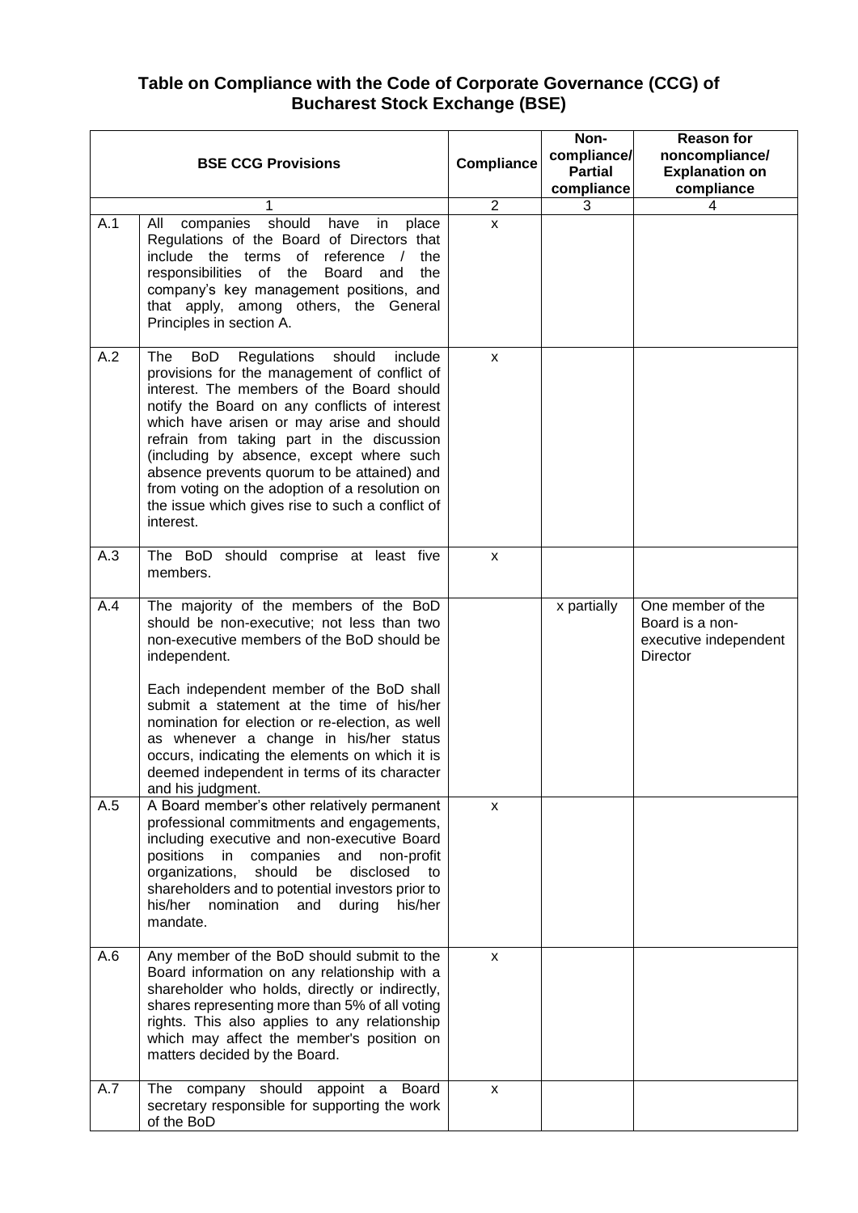## Table on Compliance with the Code of Corporate Governance (CCG) of Bucharest Stock Exchange (BSE)

| BSE CCG Provisions | | Compliance | Non-compliance/ Partial compliance | Reason for noncompliance/ Explanation on compliance |
|---|---|---|---|---|
| 1 | | 2 | 3 | 4 |
| A.1 | All companies should have in place Regulations of the Board of Directors that include the terms of reference / the responsibilities of the Board and the company's key management positions, and that apply, among others, the General Principles in section A. | x | | |
| A.2 | The BoD Regulations should include provisions for the management of conflict of interest. The members of the Board should notify the Board on any conflicts of interest which have arisen or may arise and should refrain from taking part in the discussion (including by absence, except where such absence prevents quorum to be attained) and from voting on the adoption of a resolution on the issue which gives rise to such a conflict of interest. | x | | |
| A.3 | The BoD should comprise at least five members. | x | | |
| A.4 | The majority of the members of the BoD should be non-executive; not less than two non-executive members of the BoD should be independent.<br><br>Each independent member of the BoD shall submit a statement at the time of his/her nomination for election or re-election, as well as whenever a change in his/her status occurs, indicating the elements on which it is deemed independent in terms of its character and his judgment. | | x partially | One member of the Board is a non-executive independent Director |
| A.5 | A Board member's other relatively permanent professional commitments and engagements, including executive and non-executive Board positions in companies and non-profit organizations, should be disclosed to shareholders and to potential investors prior to his/her nomination and during his/her mandate. | x | | |
| A.6 | Any member of the BoD should submit to the Board information on any relationship with a shareholder who holds, directly or indirectly, shares representing more than 5% of all voting rights. This also applies to any relationship which may affect the member's position on matters decided by the Board. | x | | |
| A.7 | The company should appoint a Board secretary responsible for supporting the work of the BoD | x | | |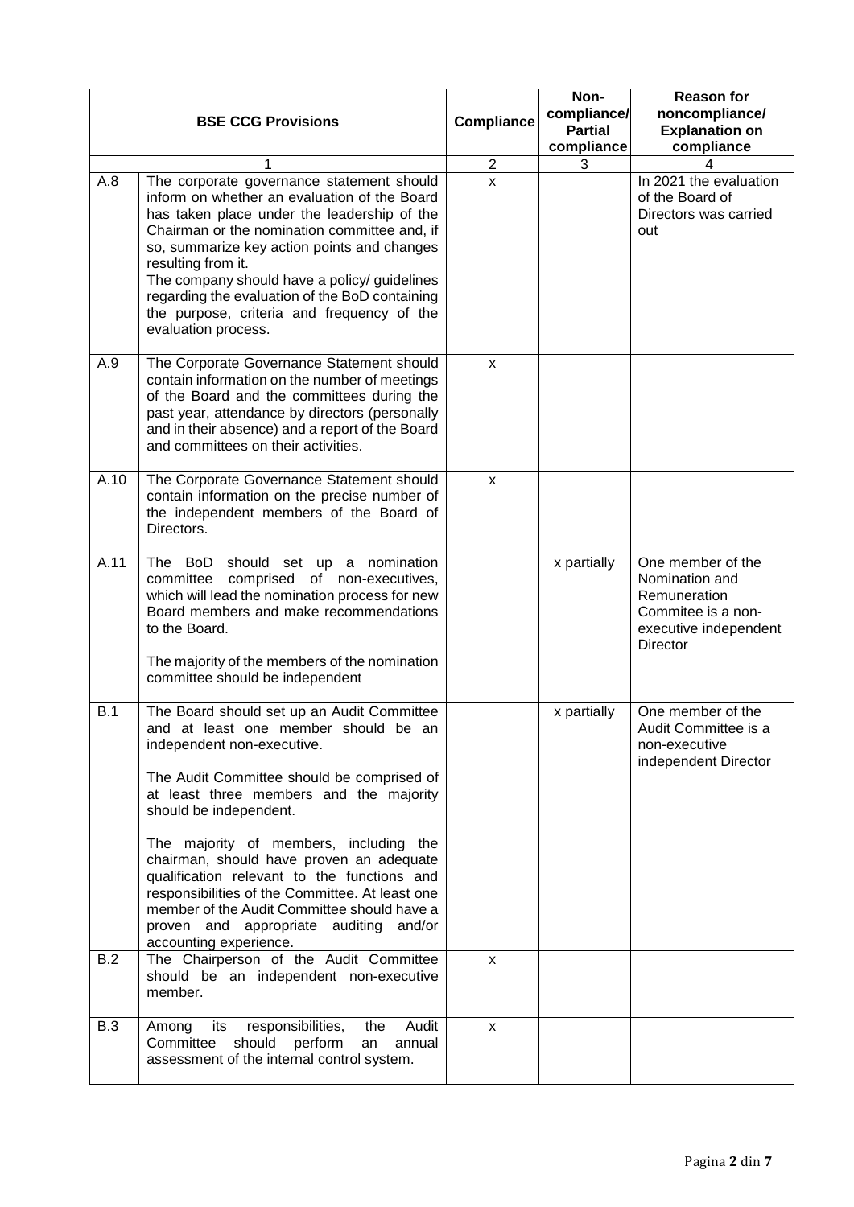| BSE CCG Provisions | | Compliance | Non-compliance/ Partial compliance | Reason for noncompliance/ Explanation on compliance |
|---|---|---|---|---|
| 1 | | 2 | 3 | 4 |
| A.8 | The corporate governance statement should inform on whether an evaluation of the Board has taken place under the leadership of the Chairman or the nomination committee and, if so, summarize key action points and changes resulting from it.<br>The company should have a policy/ guidelines regarding the evaluation of the BoD containing the purpose, criteria and frequency of the evaluation process. | x | | In 2021 the evaluation of the Board of Directors was carried out |
| A.9 | The Corporate Governance Statement should contain information on the number of meetings of the Board and the committees during the past year, attendance by directors (personally and in their absence) and a report of the Board and committees on their activities. | x | | |
| A.10 | The Corporate Governance Statement should contain information on the precise number of the independent members of the Board of Directors. | x | | |
| A.11 | The BoD should set up a nomination committee comprised of non-executives, which will lead the nomination process for new Board members and make recommendations to the Board.<br><br>The majority of the members of the nomination committee should be independent | | x partially | One member of the Nomination and Remuneration Commitee is a non-executive independent Director |
| B.1 | The Board should set up an Audit Committee and at least one member should be an independent non-executive.<br><br>The Audit Committee should be comprised of at least three members and the majority should be independent.<br><br>The majority of members, including the chairman, should have proven an adequate qualification relevant to the functions and responsibilities of the Committee. At least one member of the Audit Committee should have a proven and appropriate auditing and/or accounting experience. | | x partially | One member of the Audit Committee is a non-executive independent Director |
| B.2 | The Chairperson of the Audit Committee should be an independent non-executive member. | x | | |
| B.3 | Among its responsibilities, the Audit Committee should perform an annual assessment of the internal control system. | x | | |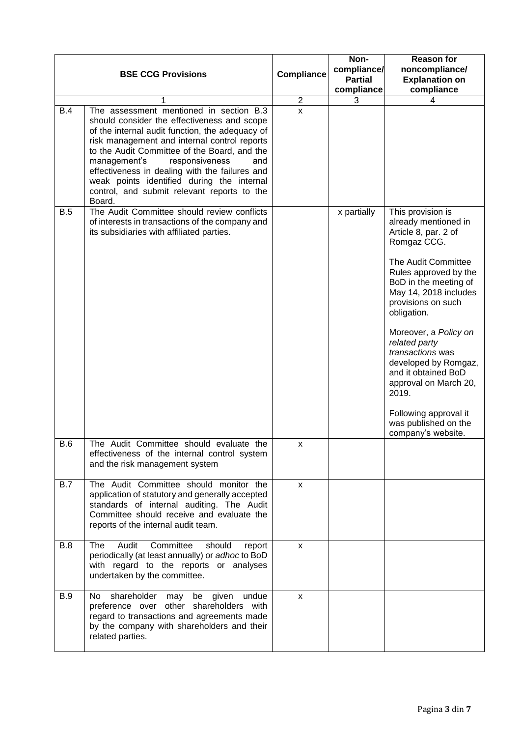| BSE CCG Provisions | | Compliance | Non-compliance/ Partial compliance | Reason for noncompliance/ Explanation on compliance |
|---|---|---|---|---|
| 1 | | 2 | 3 | 4 |
| B.4 | The assessment mentioned in section B.3 should consider the effectiveness and scope of the internal audit function, the adequacy of risk management and internal control reports to the Audit Committee of the Board, and the management's responsiveness and effectiveness in dealing with the failures and weak points identified during the internal control, and submit relevant reports to the Board. | x | | |
| B.5 | The Audit Committee should review conflicts of interests in transactions of the company and its subsidiaries with affiliated parties. | | x partially | This provision is already mentioned in Article 8, par. 2 of Romgaz CCG.<br><br>The Audit Committee Rules approved by the BoD in the meeting of May 14, 2018 includes provisions on such obligation.<br><br>Moreover, a *Policy on related party transactions* was developed by Romgaz, and it obtained BoD approval on March 20, 2019.<br><br>Following approval it was published on the company's website. |
| B.6 | The Audit Committee should evaluate the effectiveness of the internal control system and the risk management system | x | | |
| B.7 | The Audit Committee should monitor the application of statutory and generally accepted standards of internal auditing. The Audit Committee should receive and evaluate the reports of the internal audit team. | x | | |
| B.8 | The Audit Committee should report periodically (at least annually) or *adhoc* to BoD with regard to the reports or analyses undertaken by the committee. | x | | |
| B.9 | No shareholder may be given undue preference over other shareholders with regard to transactions and agreements made by the company with shareholders and their related parties. | x | | |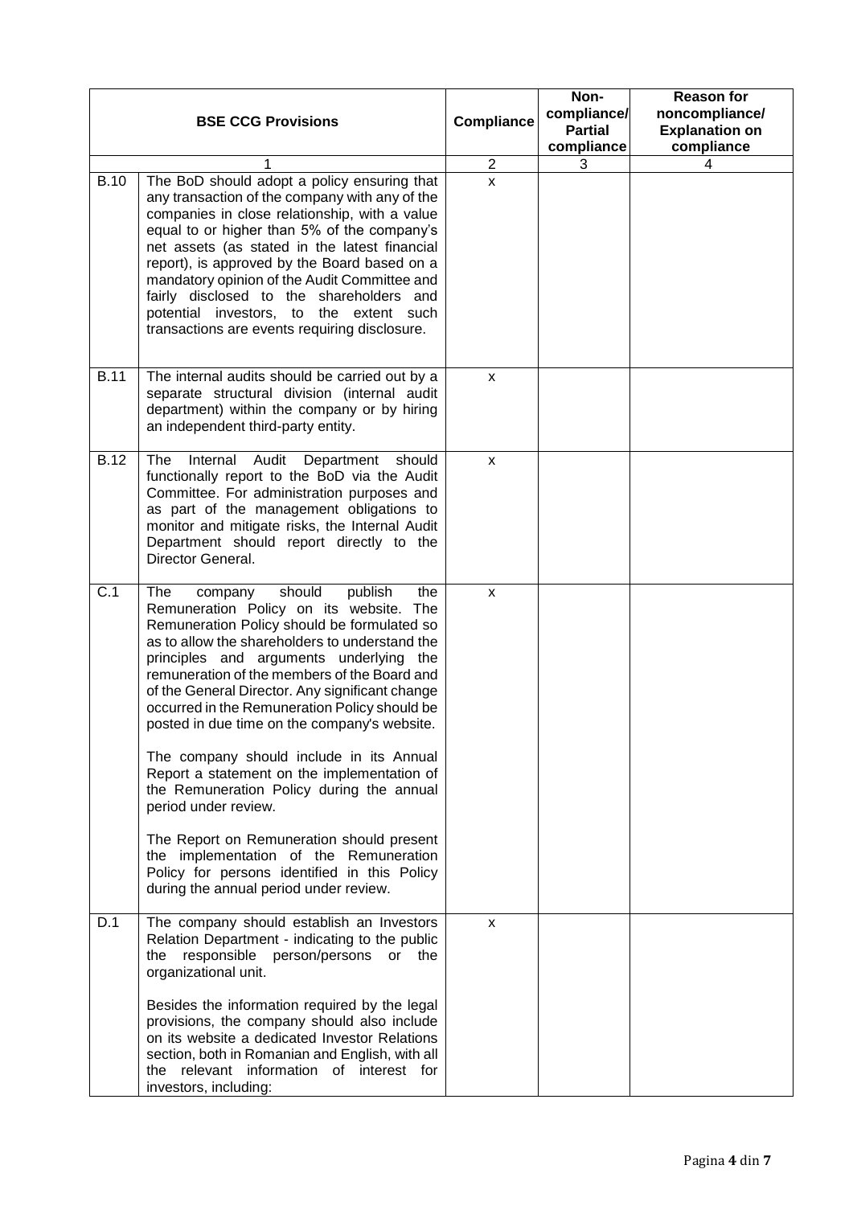| BSE CCG Provisions | | Compliance | Non-compliance/ Partial compliance | Reason for noncompliance/ Explanation on compliance |
|---|---|---|---|---|
| 1 | | 2 | 3 | 4 |
| B.10 | The BoD should adopt a policy ensuring that any transaction of the company with any of the companies in close relationship, with a value equal to or higher than 5% of the company's net assets (as stated in the latest financial report), is approved by the Board based on a mandatory opinion of the Audit Committee and fairly disclosed to the shareholders and potential investors, to the extent such transactions are events requiring disclosure. | x | | |
| B.11 | The internal audits should be carried out by a separate structural division (internal audit department) within the company or by hiring an independent third-party entity. | x | | |
| B.12 | The Internal Audit Department should functionally report to the BoD via the Audit Committee. For administration purposes and as part of the management obligations to monitor and mitigate risks, the Internal Audit Department should report directly to the Director General. | x | | |
| C.1 | The company should publish the Remuneration Policy on its website. The Remuneration Policy should be formulated so as to allow the shareholders to understand the principles and arguments underlying the remuneration of the members of the Board and of the General Director. Any significant change occurred in the Remuneration Policy should be posted in due time on the company's website.<br><br>The company should include in its Annual Report a statement on the implementation of the Remuneration Policy during the annual period under review.<br><br>The Report on Remuneration should present the implementation of the Remuneration Policy for persons identified in this Policy during the annual period under review. | x | | |
| D.1 | The company should establish an Investors Relation Department - indicating to the public the responsible person/persons or the organizational unit.<br><br>Besides the information required by the legal provisions, the company should also include on its website a dedicated Investor Relations section, both in Romanian and English, with all the relevant information of interest for investors, including: | x | | |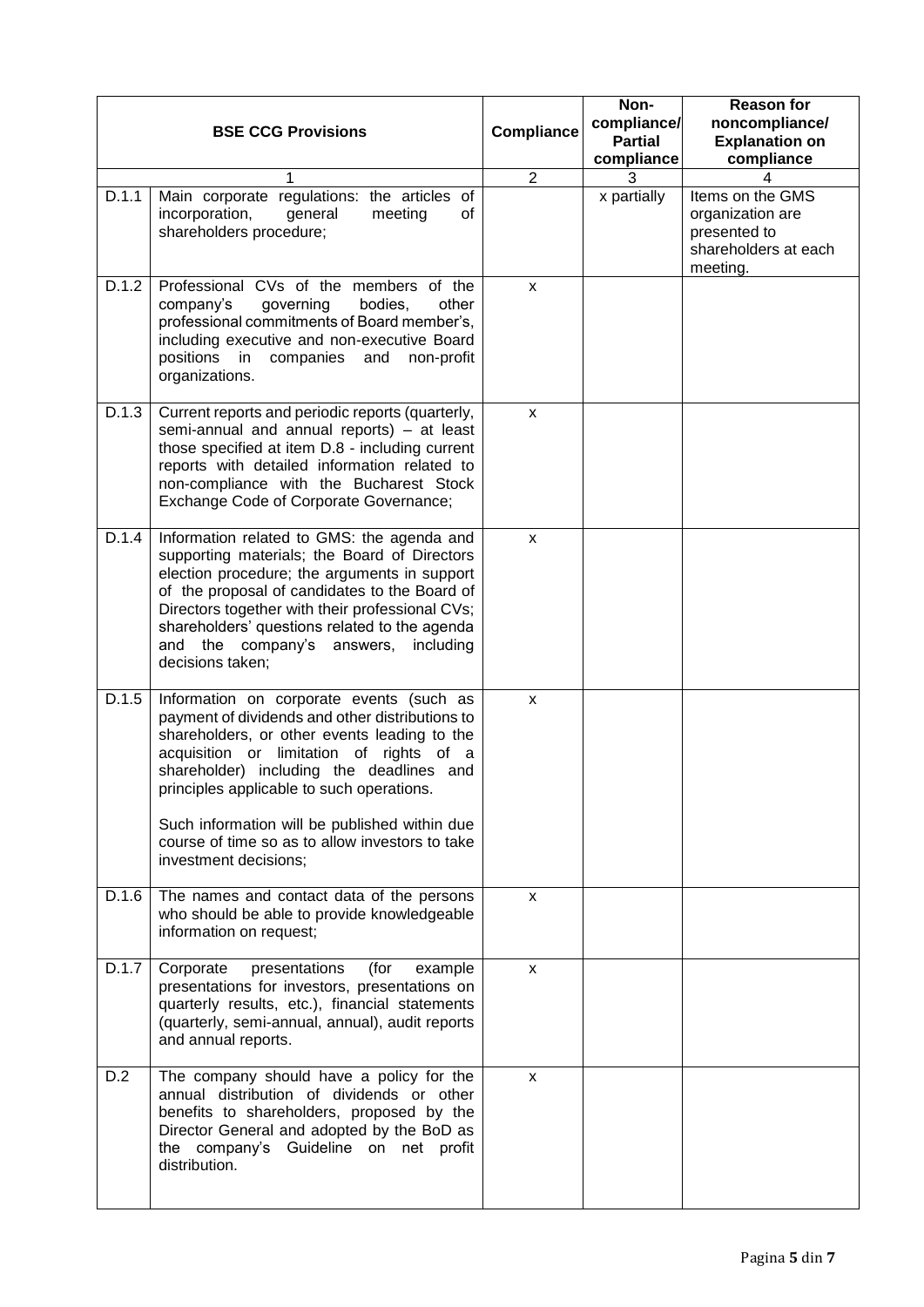| BSE CCG Provisions | | Compliance | Non-compliance/ Partial compliance | Reason for noncompliance/ Explanation on compliance |
|---|---|---|---|---|
| 1 | | 2 | 3 | 4 |
| D.1.1 | Main corporate regulations: the articles of incorporation, general meeting of shareholders procedure; | | x partially | Items on the GMS organization are presented to shareholders at each meeting. |
| D.1.2 | Professional CVs of the members of the company's governing bodies, other professional commitments of Board member's, including executive and non-executive Board positions in companies and non-profit organizations. | x | | |
| D.1.3 | Current reports and periodic reports (quarterly, semi-annual and annual reports) – at least those specified at item D.8 - including current reports with detailed information related to non-compliance with the Bucharest Stock Exchange Code of Corporate Governance; | x | | |
| D.1.4 | Information related to GMS: the agenda and supporting materials; the Board of Directors election procedure; the arguments in support of the proposal of candidates to the Board of Directors together with their professional CVs; shareholders' questions related to the agenda and the company's answers, including decisions taken; | x | | |
| D.1.5 | Information on corporate events (such as payment of dividends and other distributions to shareholders, or other events leading to the acquisition or limitation of rights of a shareholder) including the deadlines and principles applicable to such operations. Such information will be published within due course of time so as to allow investors to take investment decisions; | x | | |
| D.1.6 | The names and contact data of the persons who should be able to provide knowledgeable information on request; | x | | |
| D.1.7 | Corporate presentations (for example presentations for investors, presentations on quarterly results, etc.), financial statements (quarterly, semi-annual, annual), audit reports and annual reports. | x | | |
| D.2 | The company should have a policy for the annual distribution of dividends or other benefits to shareholders, proposed by the Director General and adopted by the BoD as the company's Guideline on net profit distribution. | x | | |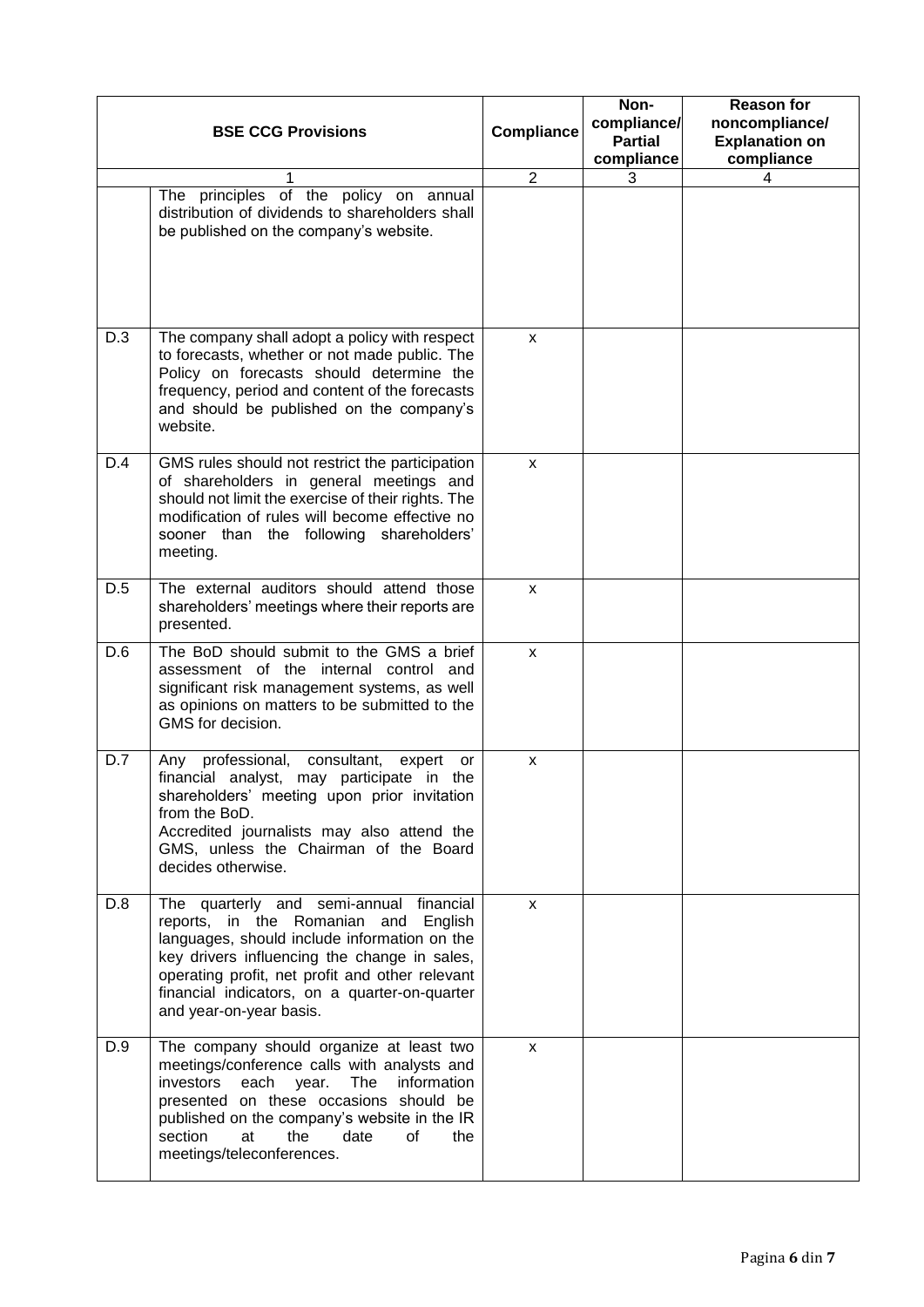| BSE CCG Provisions | | Compliance | Non-compliance/ Partial compliance | Reason for noncompliance/ Explanation on compliance |
|---|---|---|---|---|
| 1 | | 2 | 3 | 4 |
| | The principles of the policy on annual distribution of dividends to shareholders shall be published on the company's website. | | | |
| D.3 | The company shall adopt a policy with respect to forecasts, whether or not made public. The Policy on forecasts should determine the frequency, period and content of the forecasts and should be published on the company's website. | x | | |
| D.4 | GMS rules should not restrict the participation of shareholders in general meetings and should not limit the exercise of their rights. The modification of rules will become effective no sooner than the following shareholders' meeting. | x | | |
| D.5 | The external auditors should attend those shareholders' meetings where their reports are presented. | x | | |
| D.6 | The BoD should submit to the GMS a brief assessment of the internal control and significant risk management systems, as well as opinions on matters to be submitted to the GMS for decision. | x | | |
| D.7 | Any professional, consultant, expert or financial analyst, may participate in the shareholders' meeting upon prior invitation from the BoD. Accredited journalists may also attend the GMS, unless the Chairman of the Board decides otherwise. | x | | |
| D.8 | The quarterly and semi-annual financial reports, in the Romanian and English languages, should include information on the key drivers influencing the change in sales, operating profit, net profit and other relevant financial indicators, on a quarter-on-quarter and year-on-year basis. | x | | |
| D.9 | The company should organize at least two meetings/conference calls with analysts and investors each year. The information presented on these occasions should be published on the company's website in the IR section at the date of the meetings/teleconferences. | x | | |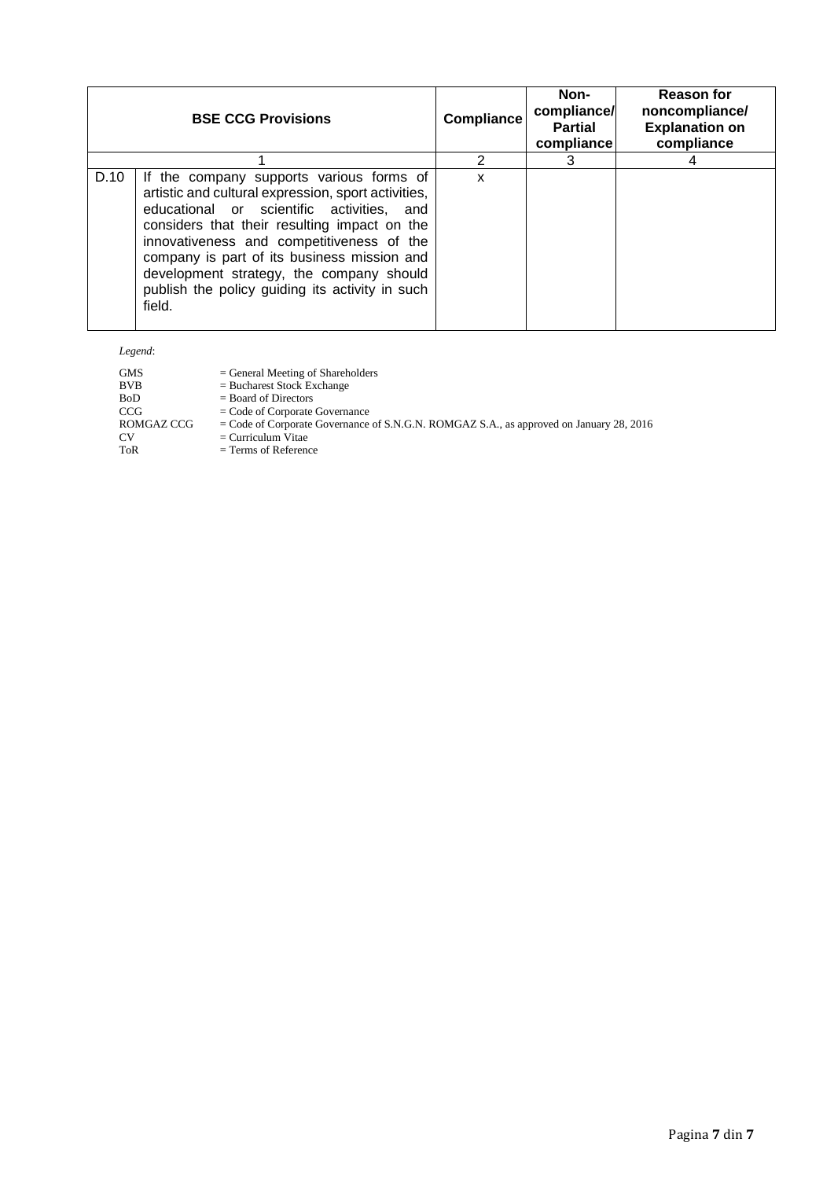| BSE CCG Provisions | | Compliance | Non-compliance/ Partial compliance | Reason for noncompliance/ Explanation on compliance |
|---|---|---|---|---|
| 1 | | 2 | 3 | 4 |
| D.10 | If the company supports various forms of artistic and cultural expression, sport activities, educational or scientific activities, and considers that their resulting impact on the innovativeness and competitiveness of the company is part of its business mission and development strategy, the company should publish the policy guiding its activity in such field. | x | | |

*Legend*:

GMS = General Meeting of Shareholders
BVB = Bucharest Stock Exchange
BoD = Board of Directors
CCG = Code of Corporate Governance
ROMGAZ CCG = Code of Corporate Governance of S.N.G.N. ROMGAZ S.A., as approved on January 28, 2016
CV = Curriculum Vitae
ToR = Terms of Reference